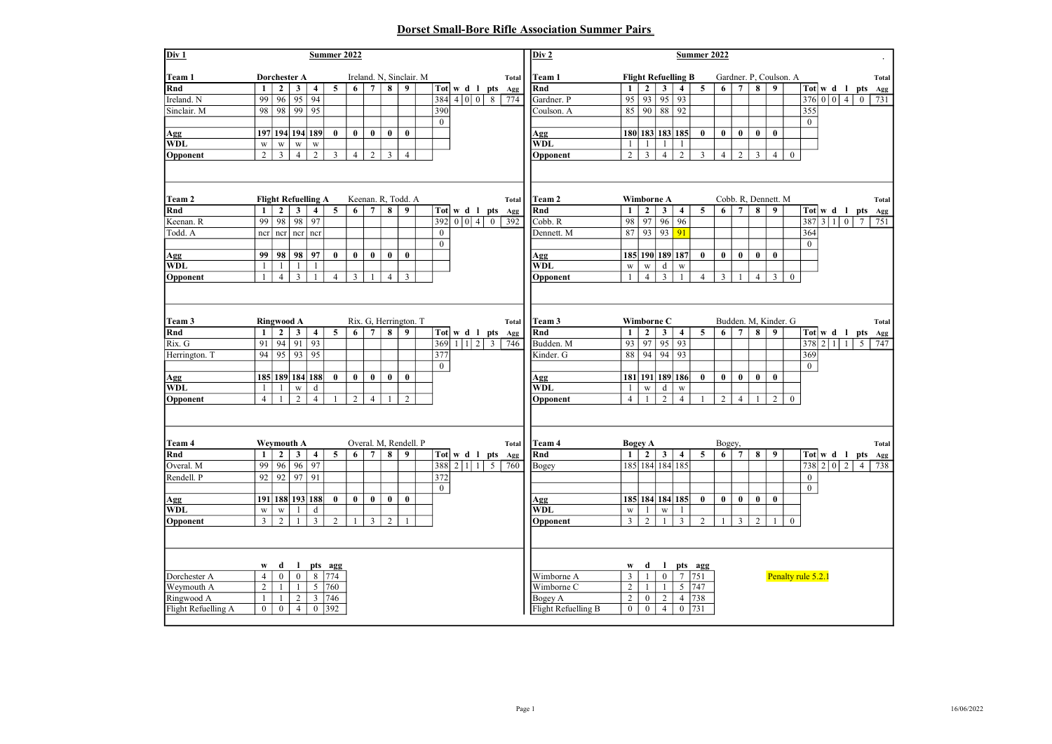## Dorset Small-Bore Rifle Association Summer Pairs

### Div 1 — Summer 2022

**Team 1** — Dorchester A — Ireland. N, Sinclair. M

| Rnd | 1 | 2 | 3 | 4 | 5 | 6 | 7 | 8 | 9 | Tot | w | d | l | pts | Total Agg |
|---|---|---|---|---|---|---|---|---|---|---|---|---|---|---|---|
| Ireland. N | 99 | 96 | 95 | 94 | | | | | | 384 | 4 | 0 | 0 | 8 | 774 |
| Sinclair. M | 98 | 98 | 99 | 95 | | | | | | 390 | | | | | |
| | | | | | | | | | | 0 | | | | | |
| Agg | 197 | 194 | 194 | 189 | 0 | 0 | 0 | 0 | 0 | | | | | | |
| WDL | w | w | w | w | | | | | | | | | | | |
| Opponent | 2 | 3 | 4 | 2 | 3 | 4 | 2 | 3 | 4 | | | | | | |

**Team 2** — Flight Refuelling A — Keenan. R, Todd. A

| Rnd | 1 | 2 | 3 | 4 | 5 | 6 | 7 | 8 | 9 | Tot | w | d | l | pts | Total Agg |
|---|---|---|---|---|---|---|---|---|---|---|---|---|---|---|---|
| Keenan. R | 99 | 98 | 98 | 97 | | | | | | 392 | 0 | 0 | 4 | 0 | 392 |
| Todd. A | ncr | ncr | ncr | ncr | | | | | | 0 | | | | | |
| | | | | | | | | | | 0 | | | | | |
| Agg | 99 | 98 | 98 | 97 | 0 | 0 | 0 | 0 | 0 | | | | | | |
| WDL | l | l | l | l | | | | | | | | | | | |
| Opponent | 1 | 4 | 3 | 1 | 4 | 3 | 1 | 4 | 3 | | | | | | |

**Team 3** — Ringwood A — Rix. G, Herrington. T

| Rnd | 1 | 2 | 3 | 4 | 5 | 6 | 7 | 8 | 9 | Tot | w | d | l | pts | Total Agg |
|---|---|---|---|---|---|---|---|---|---|---|---|---|---|---|---|
| Rix. G | 91 | 94 | 91 | 93 | | | | | | 369 | 1 | 1 | 2 | 3 | 746 |
| Herrington. T | 94 | 95 | 93 | 95 | | | | | | 377 | | | | | |
| | | | | | | | | | | 0 | | | | | |
| Agg | 185 | 189 | 184 | 188 | 0 | 0 | 0 | 0 | 0 | | | | | | |
| WDL | l | l | w | d | | | | | | | | | | | |
| Opponent | 4 | 1 | 2 | 4 | 1 | 2 | 4 | 1 | 2 | | | | | | |

**Team 4** — Weymouth A — Overal. M, Rendell. P

| Rnd | 1 | 2 | 3 | 4 | 5 | 6 | 7 | 8 | 9 | Tot | w | d | l | pts | Total Agg |
|---|---|---|---|---|---|---|---|---|---|---|---|---|---|---|---|
| Overal. M | 99 | 96 | 96 | 97 | | | | | | 388 | 2 | 1 | 1 | 5 | 760 |
| Rendell. P | 92 | 92 | 97 | 91 | | | | | | 372 | | | | | |
| | | | | | | | | | | 0 | | | | | |
| Agg | 191 | 188 | 193 | 188 | 0 | 0 | 0 | 0 | 0 | | | | | | |
| WDL | w | w | l | d | | | | | | | | | | | |
| Opponent | 3 | 2 | 1 | 3 | 2 | 1 | 3 | 2 | 1 | | | | | | |

| | w | d | l | pts | agg |
|---|---|---|---|---|---|
| Dorchester A | 4 | 0 | 0 | 8 | 774 |
| Weymouth A | 2 | 1 | 1 | 5 | 760 |
| Ringwood A | 1 | 1 | 2 | 3 | 746 |
| Flight Refuelling A | 0 | 0 | 4 | 0 | 392 |

### Div 2 — Summer 2022

**Team 1** — Flight Refuelling B — Gardner. P, Coulson. A

| Rnd | 1 | 2 | 3 | 4 | 5 | 6 | 7 | 8 | 9 | | Tot | w | d | l | pts | Total Agg |
|---|---|---|---|---|---|---|---|---|---|---|---|---|---|---|---|---|
| Gardner. P | 95 | 93 | 95 | 93 | | | | | | | 376 | 0 | 0 | 4 | 0 | 731 |
| Coulson. A | 85 | 90 | 88 | 92 | | | | | | | 355 | | | | | |
| | | | | | | | | | | | 0 | | | | | |
| Agg | 180 | 183 | 183 | 185 | 0 | 0 | 0 | 0 | 0 | | | | | | | |
| WDL | l | l | l | l | | | | | | | | | | | | |
| Opponent | 2 | 3 | 4 | 2 | 3 | 4 | 2 | 3 | 4 | 0 | | | | | | |

**Team 2** — Wimborne A — Cobb. R, Dennett. M

| Rnd | 1 | 2 | 3 | 4 | 5 | 6 | 7 | 8 | 9 | | Tot | w | d | l | pts | Total Agg |
|---|---|---|---|---|---|---|---|---|---|---|---|---|---|---|---|---|
| Cobb. R | 98 | 97 | 96 | 96 | | | | | | | 387 | 3 | 1 | 0 | 7 | 751 |
| Dennett. M | 87 | 93 | 93 | 91 | | | | | | | 364 | | | | | |
| | | | | | | | | | | | 0 | | | | | |
| Agg | 185 | 190 | 189 | 187 | 0 | 0 | 0 | 0 | 0 | | | | | | | |
| WDL | w | w | d | w | | | | | | | | | | | | |
| Opponent | 1 | 4 | 3 | 1 | 4 | 3 | 1 | 4 | 3 | 0 | | | | | | |

**Team 3** — Wimborne C — Budden. M, Kinder. G

| Rnd | 1 | 2 | 3 | 4 | 5 | 6 | 7 | 8 | 9 | | Tot | w | d | l | pts | Total Agg |
|---|---|---|---|---|---|---|---|---|---|---|---|---|---|---|---|---|
| Budden. M | 93 | 97 | 95 | 93 | | | | | | | 378 | 2 | 1 | 1 | 5 | 747 |
| Kinder. G | 88 | 94 | 94 | 93 | | | | | | | 369 | | | | | |
| | | | | | | | | | | | 0 | | | | | |
| Agg | 181 | 191 | 189 | 186 | 0 | 0 | 0 | 0 | 0 | | | | | | | |
| WDL | l | w | d | w | | | | | | | | | | | | |
| Opponent | 4 | 1 | 2 | 4 | 1 | 2 | 4 | 1 | 2 | 0 | | | | | | |

**Team 4** — Bogey A — Bogey,

| Rnd | 1 | 2 | 3 | 4 | 5 | 6 | 7 | 8 | 9 | | Tot | w | d | l | pts | Total Agg |
|---|---|---|---|---|---|---|---|---|---|---|---|---|---|---|---|---|
| Bogey | 185 | 184 | 184 | 185 | | | | | | | 738 | 2 | 0 | 2 | 4 | 738 |
| | | | | | | | | | | | 0 | | | | | |
| | | | | | | | | | | | 0 | | | | | |
| Agg | 185 | 184 | 184 | 185 | 0 | 0 | 0 | 0 | 0 | | | | | | | |
| WDL | w | l | w | l | | | | | | | | | | | | |
| Opponent | 3 | 2 | 1 | 3 | 2 | 1 | 3 | 2 | 1 | 0 | | | | | | |

| | w | d | l | pts | agg |
|---|---|---|---|---|---|
| Wimborne A | 3 | 1 | 0 | 7 | 751 |
| Wimborne C | 2 | 1 | 1 | 5 | 747 |
| Bogey A | 2 | 0 | 2 | 4 | 738 |
| Flight Refuelling B | 0 | 0 | 4 | 0 | 731 |

Penalty rule 5.2.1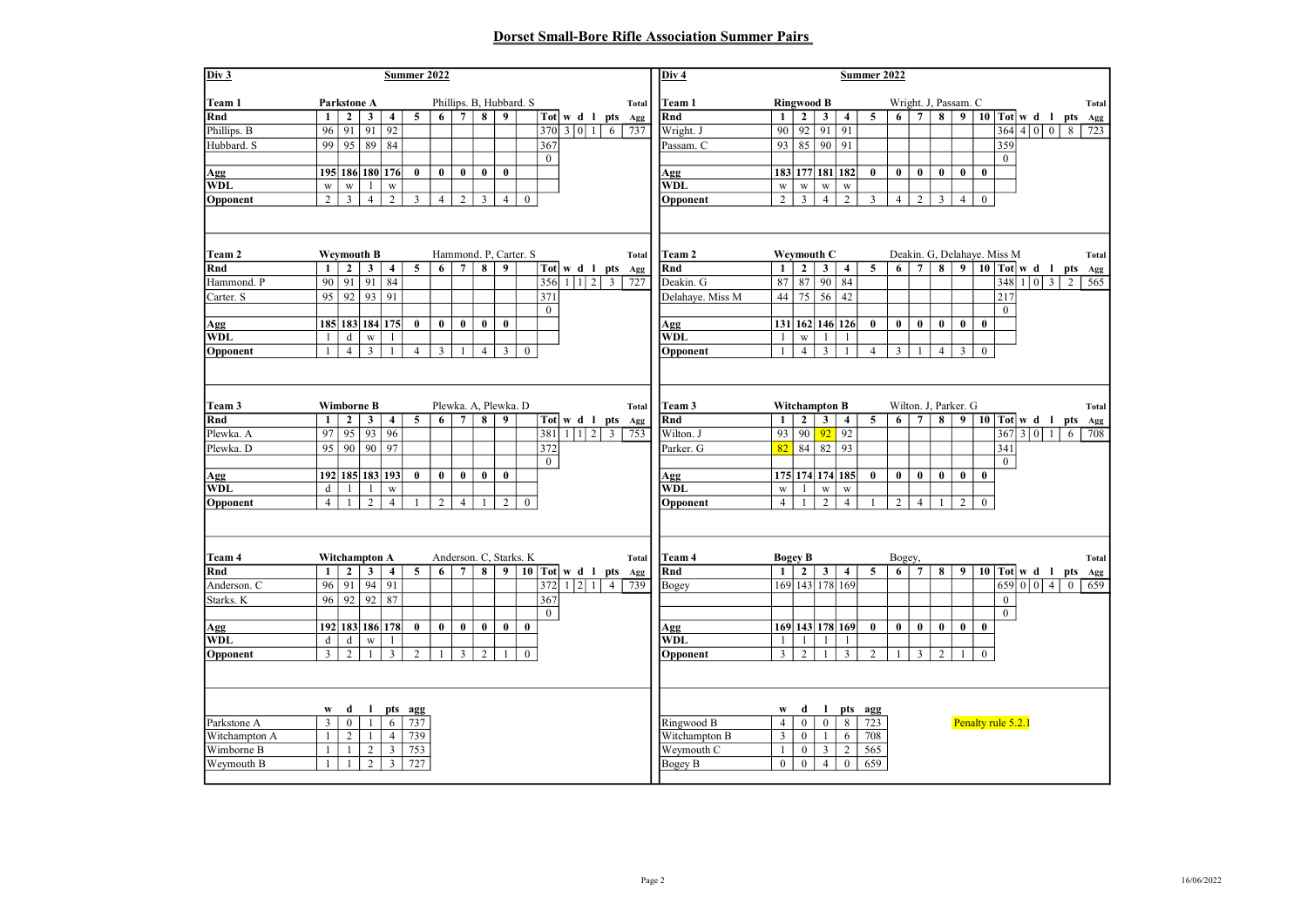## Dorset Small-Bore Rifle Association Summer Pairs

### Div 3 — Summer 2022

**Team 1 — Parkstone A — Phillips. B, Hubbard. S**

| Rnd | 1 | 2 | 3 | 4 | 5 | 6 | 7 | 8 | 9 | | Tot | w | d | l | pts | Total Agg |
|---|---|---|---|---|---|---|---|---|---|---|---|---|---|---|---|---|
| Phillips. B | 96 | 91 | 91 | 92 | | | | | | | 370 | 3 | 0 | 1 | 6 | 737 |
| Hubbard. S | 99 | 95 | 89 | 84 | | | | | | | 367 | | | | | |
| | | | | | | | | | | | 0 | | | | | |
| Agg | 195 | 186 | 180 | 176 | 0 | 0 | 0 | 0 | 0 | | | | | | | |
| WDL | w | w | l | w | | | | | | | | | | | | |
| Opponent | 2 | 3 | 4 | 2 | 3 | 4 | 2 | 3 | 4 | 0 | | | | | | |

**Team 2 — Weymouth B — Hammond. P, Carter. S**

| Rnd | 1 | 2 | 3 | 4 | 5 | 6 | 7 | 8 | 9 | | Tot | w | d | l | pts | Total Agg |
|---|---|---|---|---|---|---|---|---|---|---|---|---|---|---|---|---|
| Hammond. P | 90 | 91 | 91 | 84 | | | | | | | 356 | 1 | 1 | 2 | 3 | 727 |
| Carter. S | 95 | 92 | 93 | 91 | | | | | | | 371 | | | | | |
| | | | | | | | | | | | 0 | | | | | |
| Agg | 185 | 183 | 184 | 175 | 0 | 0 | 0 | 0 | 0 | | | | | | | |
| WDL | l | d | w | l | | | | | | | | | | | | |
| Opponent | 1 | 4 | 3 | 1 | 4 | 3 | 1 | 4 | 3 | 0 | | | | | | |

**Team 3 — Wimborne B — Plewka. A, Plewka. D**

| Rnd | 1 | 2 | 3 | 4 | 5 | 6 | 7 | 8 | 9 | | Tot | w | d | l | pts | Total Agg |
|---|---|---|---|---|---|---|---|---|---|---|---|---|---|---|---|---|
| Plewka. A | 97 | 95 | 93 | 96 | | | | | | | 381 | 1 | 1 | 2 | 3 | 753 |
| Plewka. D | 95 | 90 | 90 | 97 | | | | | | | 372 | | | | | |
| | | | | | | | | | | | 0 | | | | | |
| Agg | 192 | 185 | 183 | 193 | 0 | 0 | 0 | 0 | 0 | | | | | | | |
| WDL | d | l | l | w | | | | | | | | | | | | |
| Opponent | 4 | 1 | 2 | 4 | 1 | 2 | 4 | 1 | 2 | 0 | | | | | | |

**Team 4 — Witchampton A — Anderson. C, Starks. K**

| Rnd | 1 | 2 | 3 | 4 | 5 | 6 | 7 | 8 | 9 | 10 | Tot | w | d | l | pts | Total Agg |
|---|---|---|---|---|---|---|---|---|---|---|---|---|---|---|---|---|
| Anderson. C | 96 | 91 | 94 | 91 | | | | | | | 372 | 1 | 2 | 1 | 4 | 739 |
| Starks. K | 96 | 92 | 92 | 87 | | | | | | | 367 | | | | | |
| | | | | | | | | | | | 0 | | | | | |
| Agg | 192 | 183 | 186 | 178 | 0 | 0 | 0 | 0 | 0 | 0 | | | | | | |
| WDL | d | d | w | l | | | | | | | | | | | | |
| Opponent | 3 | 2 | 1 | 3 | 2 | 1 | 3 | 2 | 1 | 0 | | | | | | |

| | w | d | l | pts | agg |
|---|---|---|---|---|---|
| Parkstone A | 3 | 0 | 1 | 6 | 737 |
| Witchampton A | 1 | 2 | 1 | 4 | 739 |
| Wimborne B | 1 | 1 | 2 | 3 | 753 |
| Weymouth B | 1 | 1 | 2 | 3 | 727 |

### Div 4 — Summer 2022

**Team 1 — Ringwood B — Wright. J, Passam. C**

| Rnd | 1 | 2 | 3 | 4 | 5 | 6 | 7 | 8 | 9 | 10 | Tot | w | d | l | pts | Total Agg |
|---|---|---|---|---|---|---|---|---|---|---|---|---|---|---|---|---|
| Wright. J | 90 | 92 | 91 | 91 | | | | | | | 364 | 4 | 0 | 0 | 8 | 723 |
| Passam. C | 93 | 85 | 90 | 91 | | | | | | | 359 | | | | | |
| | | | | | | | | | | | 0 | | | | | |
| Agg | 183 | 177 | 181 | 182 | 0 | 0 | 0 | 0 | 0 | 0 | | | | | | |
| WDL | w | w | w | w | | | | | | | | | | | | |
| Opponent | 2 | 3 | 4 | 2 | 3 | 4 | 2 | 3 | 4 | 0 | | | | | | |

**Team 2 — Weymouth C — Deakin. G, Delahaye. Miss M**

| Rnd | 1 | 2 | 3 | 4 | 5 | 6 | 7 | 8 | 9 | 10 | Tot | w | d | l | pts | Total Agg |
|---|---|---|---|---|---|---|---|---|---|---|---|---|---|---|---|---|
| Deakin. G | 87 | 87 | 90 | 84 | | | | | | | 348 | 1 | 0 | 3 | 2 | 565 |
| Delahaye. Miss M | 44 | 75 | 56 | 42 | | | | | | | 217 | | | | | |
| | | | | | | | | | | | 0 | | | | | |
| Agg | 131 | 162 | 146 | 126 | 0 | 0 | 0 | 0 | 0 | 0 | | | | | | |
| WDL | l | w | l | l | | | | | | | | | | | | |
| Opponent | 1 | 4 | 3 | 1 | 4 | 3 | 1 | 4 | 3 | 0 | | | | | | |

**Team 3 — Witchampton B — Wilton. J, Parker. G**

| Rnd | 1 | 2 | 3 | 4 | 5 | 6 | 7 | 8 | 9 | 10 | Tot | w | d | l | pts | Total Agg |
|---|---|---|---|---|---|---|---|---|---|---|---|---|---|---|---|---|
| Wilton. J | 93 | 90 | 92 | 92 | | | | | | | 367 | 3 | 0 | 1 | 6 | 708 |
| Parker. G | 82 | 84 | 82 | 93 | | | | | | | 341 | | | | | |
| | | | | | | | | | | | 0 | | | | | |
| Agg | 175 | 174 | 174 | 185 | 0 | 0 | 0 | 0 | 0 | 0 | | | | | | |
| WDL | w | l | w | w | | | | | | | | | | | | |
| Opponent | 4 | 1 | 2 | 4 | 1 | 2 | 4 | 1 | 2 | 0 | | | | | | |

**Team 4 — Bogey B — Bogey,**

| Rnd | 1 | 2 | 3 | 4 | 5 | 6 | 7 | 8 | 9 | 10 | Tot | w | d | l | pts | Total Agg |
|---|---|---|---|---|---|---|---|---|---|---|---|---|---|---|---|---|
| Bogey | 169 | 143 | 178 | 169 | | | | | | | 659 | 0 | 0 | 4 | 0 | 659 |
| | | | | | | | | | | | 0 | | | | | |
| | | | | | | | | | | | 0 | | | | | |
| Agg | 169 | 143 | 178 | 169 | 0 | 0 | 0 | 0 | 0 | 0 | | | | | | |
| WDL | l | l | l | l | | | | | | | | | | | | |
| Opponent | 3 | 2 | 1 | 3 | 2 | 1 | 3 | 2 | 1 | 0 | | | | | | |

| | w | d | l | pts | agg |
|---|---|---|---|---|---|
| Ringwood B | 4 | 0 | 0 | 8 | 723 |
| Witchampton B | 3 | 0 | 1 | 6 | 708 |
| Weymouth C | 1 | 0 | 3 | 2 | 565 |
| Bogey B | 0 | 0 | 4 | 0 | 659 |

Penalty rule 5.2.1